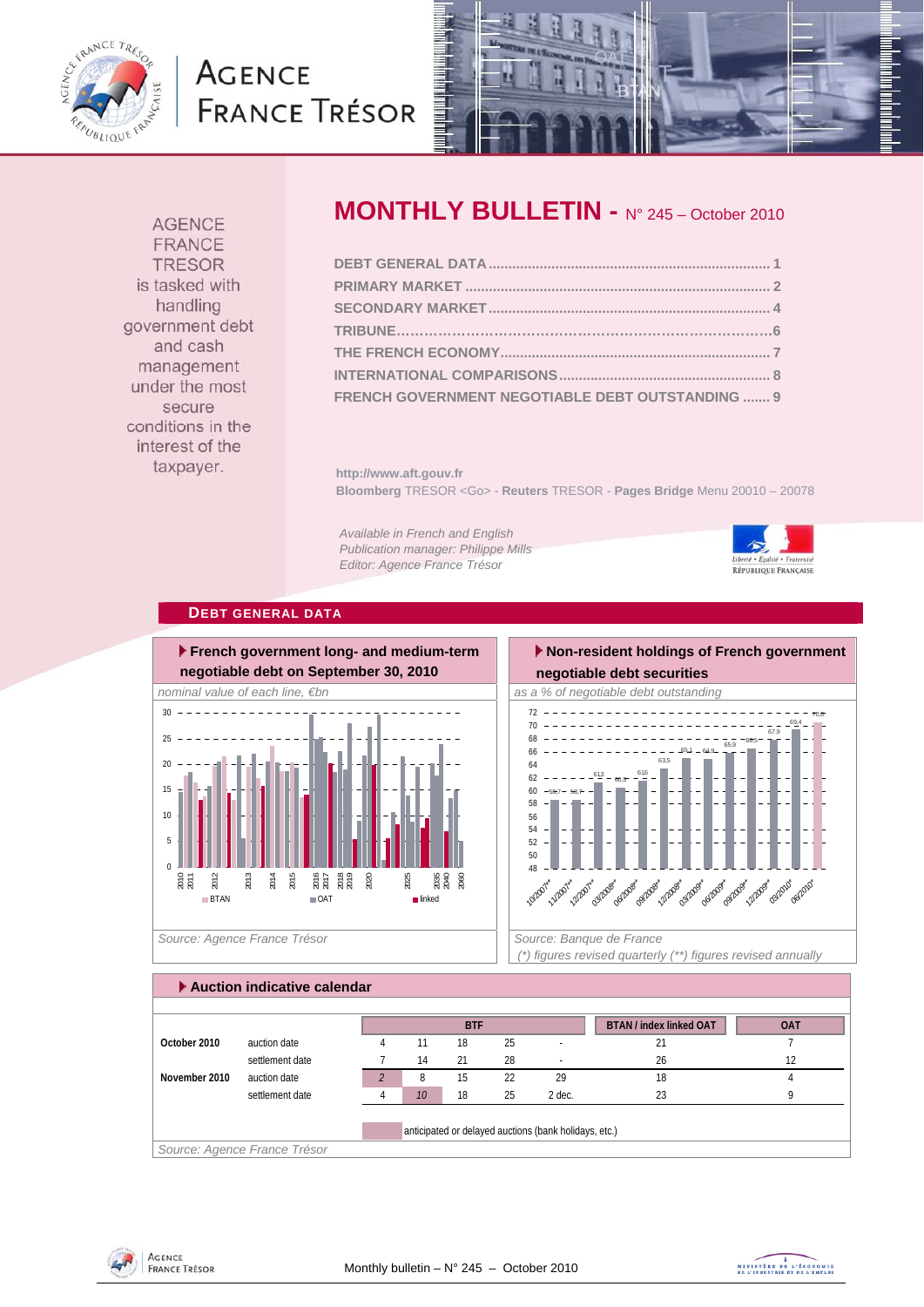AGENCE FRANCE TRESOR is tasked with handling government debt and cash management under the most secure conditions in the interest of the taxpayer.

# MONTHLY BULLETIN - N° 245 – October 2010

DEBT GENERAL DATA ........ 1
PRIMARY MARKET ........ 2
SECONDARY MARKET ........ 4
TRIBUNE........ 6
THE FRENCH ECONOMY........ 7
INTERNATIONAL COMPARISONS........ 8
FRENCH GOVERNMENT NEGOTIABLE DEBT OUTSTANDING ....... 9

http://www.aft.gouv.fr
**Bloomberg** TRESOR <Go> - **Reuters** TRESOR - **Pages Bridge** Menu 20010 – 20078

*Available in French and English*
*Publication manager: Philippe Mills*
*Editor: Agence France Trésor*

## DEBT GENERAL DATA

### French government long- and medium-term negotiable debt on September 30, 2010

*nominal value of each line, €bn*

*Source: Agence France Trésor*

### Non-resident holdings of French government negotiable debt securities

*as a % of negotiable debt outstanding*

| 10/2007* | 11/2007* | 12/2007* | 03/2008* | 06/2008* | 09/2008* | 12/2008* | 03/2009* | 06/2009* | 09/2009* | 12/2009* | 03/2010* | 06/2010* |
|---|---|---|---|---|---|---|---|---|---|---|---|---|
| 58.7 | 58.7 | 61.3 | 60.6 | 61.6 | 63.5 | 65.1 | 64.9 | 65.9 | 66.5 | 67.9 | 69.4 | 70.6 |

*Source: Banque de France*
*(\*) figures revised quarterly (\*\*) figures revised annually*

### Auction indicative calendar

| | | BTF | | | | | BTAN / index linked OAT | OAT |
|---|---|---|---|---|---|---|---|---|
| **October 2010** | auction date | 4 | 11 | 18 | 25 | - | 21 | 7 |
| | settlement date | 7 | 14 | 21 | 28 | - | 26 | 12 |
| **November 2010** | auction date | 2 | 8 | 15 | 22 | 29 | 18 | 4 |
| | settlement date | 4 | 10 | 18 | 25 | 2 dec. | 23 | 9 |

anticipated or delayed auctions (bank holidays, etc.)

*Source: Agence France Trésor*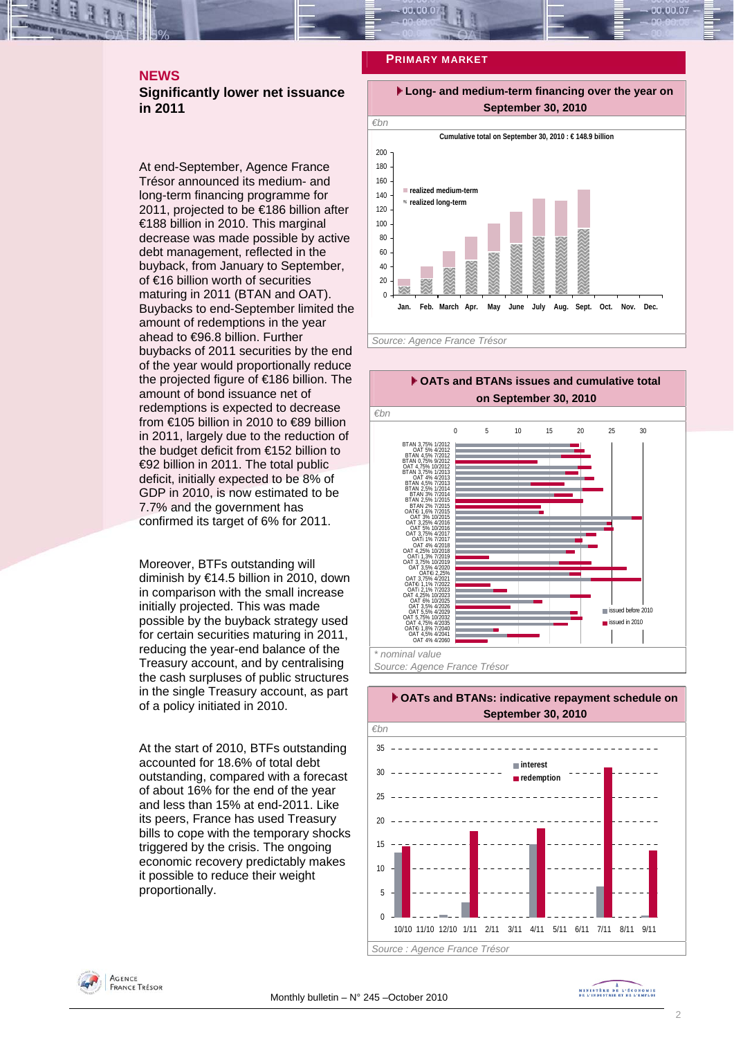## NEWS

### Significantly lower net issuance in 2011

At end-September, Agence France Trésor announced its medium- and long-term financing programme for 2011, projected to be €186 billion after €188 billion in 2010. This marginal decrease was made possible by active debt management, reflected in the buyback, from January to September, of €16 billion worth of securities maturing in 2011 (BTAN and OAT). Buybacks to end-September limited the amount of redemptions in the year ahead to €96.8 billion. Further buybacks of 2011 securities by the end of the year would proportionally reduce the projected figure of €186 billion. The amount of bond issuance net of redemptions is expected to decrease from €105 billion in 2010 to €89 billion in 2011, largely due to the reduction of the budget deficit from €152 billion to €92 billion in 2011. The total public deficit, initially expected to be 8% of GDP in 2010, is now estimated to be 7.7% and the government has confirmed its target of 6% for 2011.

Moreover, BTFs outstanding will diminish by €14.5 billion in 2010, down in comparison with the small increase initially projected. This was made possible by the buyback strategy used for certain securities maturing in 2011, reducing the year-end balance of the Treasury account, and by centralising the cash surpluses of public structures in the single Treasury account, as part of a policy initiated in 2010.

At the start of 2010, BTFs outstanding accounted for 18.6% of total debt outstanding, compared with a forecast of about 16% for the end of the year and less than 15% at end-2011. Like its peers, France has used Treasury bills to cope with the temporary shocks triggered by the crisis. The ongoing economic recovery predictably makes it possible to reduce their weight proportionally.

## PRIMARY MARKET

**Long- and medium-term financing over the year on September 30, 2010**

€bn

Cumulative total on September 30, 2010 : € 148.9 billion

Source: Agence France Trésor

**OATs and BTANs issues and cumulative total on September 30, 2010**

€bn

\* nominal value

Source: Agence France Trésor

**OATs and BTANs: indicative repayment schedule on September 30, 2010**

€bn

Source : Agence France Trésor

Monthly bulletin – N° 245 –October 2010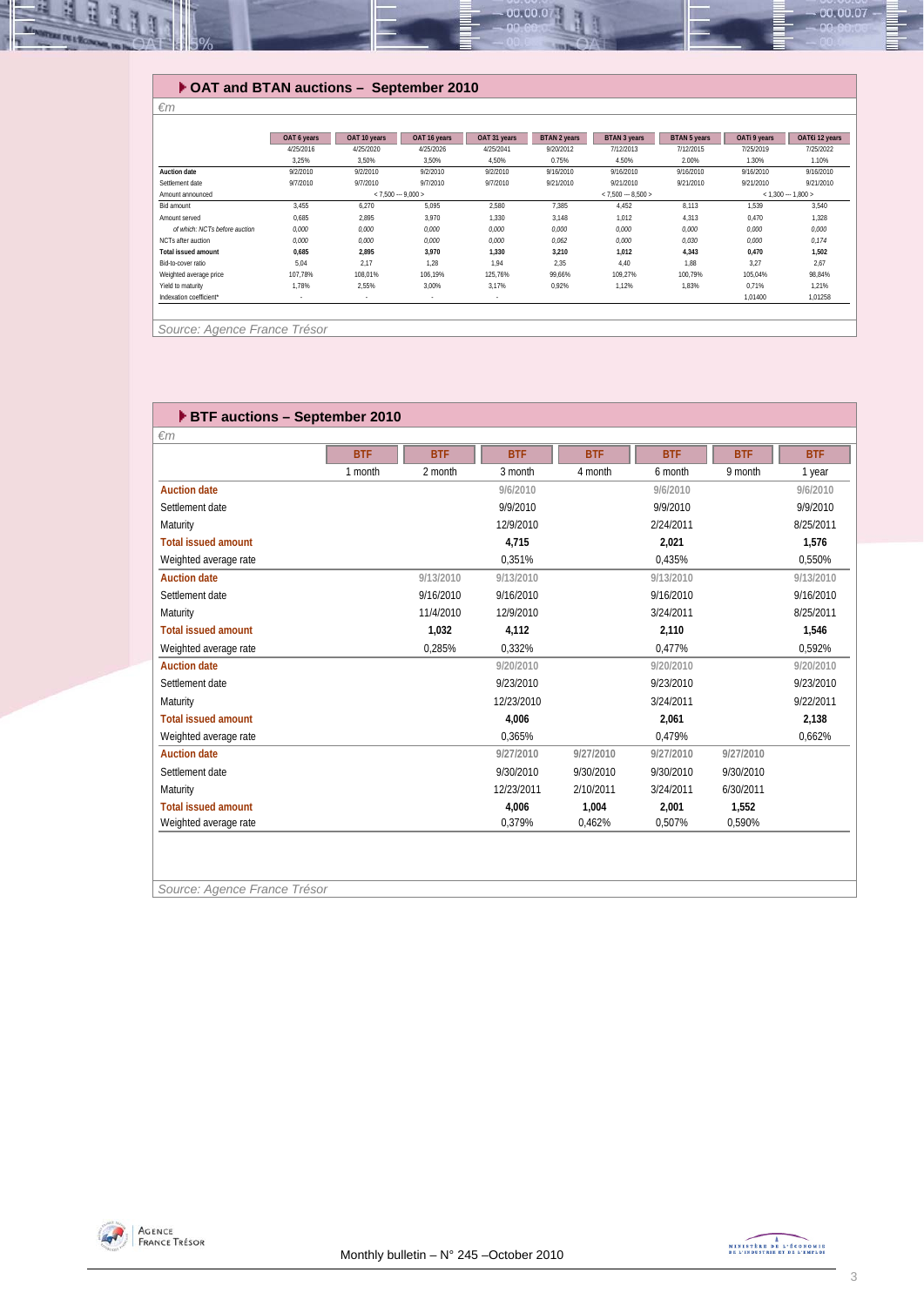## OAT and BTAN auctions – September 2010

*€m*

| | OAT 6 years | OAT 10 years | OAT 16 years | OAT 31 years | BTAN 2 years | BTAN 3 years | BTAN 5 years | OATi 9 years | OAT€i 12 years |
|---|---|---|---|---|---|---|---|---|---|
| | 4/25/2016 | 4/25/2020 | 4/25/2026 | 4/25/2041 | 9/20/2012 | 7/12/2013 | 7/12/2015 | 7/25/2019 | 7/25/2022 |
| | 3.25% | 3.50% | 3.50% | 4.50% | 0.75% | 4.50% | 2.00% | 1.30% | 1.10% |
| **Auction date** | 9/2/2010 | 9/2/2010 | 9/2/2010 | 9/2/2010 | 9/16/2010 | 9/16/2010 | 9/16/2010 | 9/16/2010 | 9/16/2010 |
| Settlement date | 9/7/2010 | 9/7/2010 | 9/7/2010 | 9/7/2010 | 9/21/2010 | 9/21/2010 | 9/21/2010 | 9/21/2010 | 9/21/2010 |
| Amount announced | < 7,500 --- 9,000 > | | | | < 7,500 --- 8,500 > | | | < 1,300 --- 1,800 > | |
| Bid amount | 3,455 | 6,270 | 5,095 | 2,580 | 7,385 | 4,452 | 8,113 | 1,539 | 3,540 |
| Amount served | 0,685 | 2,895 | 3,970 | 1,330 | 3,148 | 1,012 | 4,313 | 0,470 | 1,328 |
| *of which: NCTs before auction* | *0,000* | *0,000* | *0,000* | *0,000* | *0,000* | *0,000* | *0,000* | *0,000* | *0,000* |
| NCTs after auction | *0,000* | *0,000* | *0,000* | *0,000* | *0,062* | *0,000* | *0,030* | *0,000* | *0,174* |
| **Total issued amount** | **0,685** | **2,895** | **3,970** | **1,330** | **3,210** | **1,012** | **4,343** | **0,470** | **1,502** |
| Bid-to-cover ratio | 5,04 | 2,17 | 1,28 | 1,94 | 2,35 | 4,40 | 1,88 | 3,27 | 2,67 |
| Weighted average price | 107,78% | 108,01% | 106,19% | 125,76% | 99,66% | 109,27% | 100,79% | 105,04% | 98,84% |
| Yield to maturity | 1,78% | 2,55% | 3,00% | 3,17% | 0,92% | 1,12% | 1,83% | 0,71% | 1,21% |
| Indexation coefficient* | - | - | - | - | | | | 1,01400 | 1,01258 |

*Source: Agence France Trésor*

## BTF auctions – September 2010

*€m*

| | BTF | BTF | BTF | BTF | BTF | BTF | BTF |
|---|---|---|---|---|---|---|---|
| | 1 month | 2 month | 3 month | 4 month | 6 month | 9 month | 1 year |
| **Auction date** | | | 9/6/2010 | | 9/6/2010 | | 9/6/2010 |
| Settlement date | | | 9/9/2010 | | 9/9/2010 | | 9/9/2010 |
| Maturity | | | 12/9/2010 | | 2/24/2011 | | 8/25/2011 |
| **Total issued amount** | | | **4,715** | | **2,021** | | **1,576** |
| Weighted average rate | | | 0,351% | | 0,435% | | 0,550% |
| **Auction date** | | 9/13/2010 | 9/13/2010 | | 9/13/2010 | | 9/13/2010 |
| Settlement date | | 9/16/2010 | 9/16/2010 | | 9/16/2010 | | 9/16/2010 |
| Maturity | | 11/4/2010 | 12/9/2010 | | 3/24/2011 | | 8/25/2011 |
| **Total issued amount** | | **1,032** | **4,112** | | **2,110** | | **1,546** |
| Weighted average rate | | 0,285% | 0,332% | | 0,477% | | 0,592% |
| **Auction date** | | | 9/20/2010 | | 9/20/2010 | | 9/20/2010 |
| Settlement date | | | 9/23/2010 | | 9/23/2010 | | 9/23/2010 |
| Maturity | | | 12/23/2010 | | 3/24/2011 | | 9/22/2011 |
| **Total issued amount** | | | **4,006** | | **2,061** | | **2,138** |
| Weighted average rate | | | 0,365% | | 0,479% | | 0,662% |
| **Auction date** | | | 9/27/2010 | 9/27/2010 | 9/27/2010 | 9/27/2010 | |
| Settlement date | | | 9/30/2010 | 9/30/2010 | 9/30/2010 | 9/30/2010 | |
| Maturity | | | 12/23/2011 | 2/10/2011 | 3/24/2011 | 6/30/2011 | |
| **Total issued amount** | | | **4,006** | **1,004** | **2,001** | **1,552** | |
| Weighted average rate | | | 0,379% | 0,462% | 0,507% | 0,590% | |

*Source: Agence France Trésor*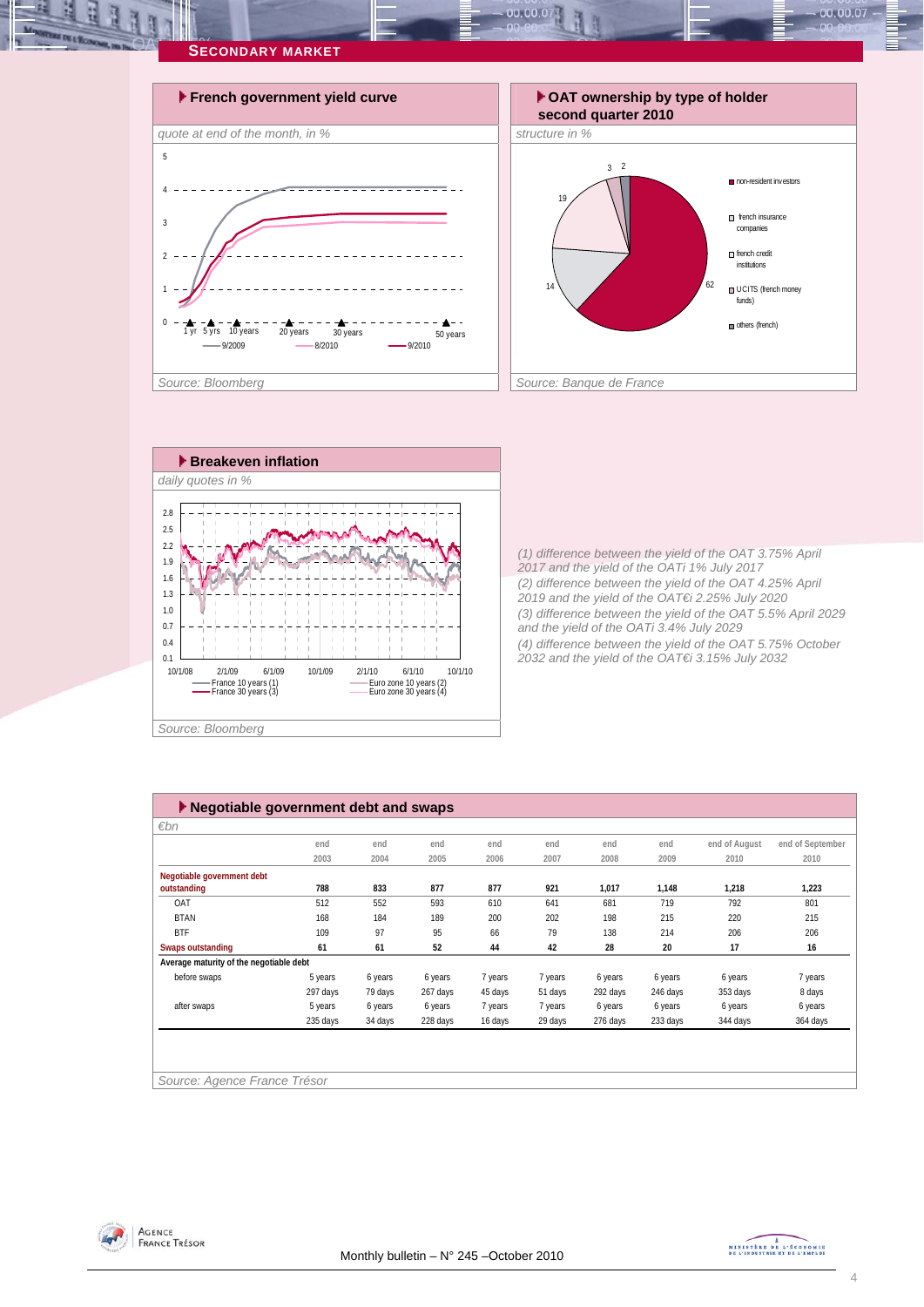## Secondary market

### French government yield curve

*quote at end of the month, in %*

1 yr, 5 yrs, 10 years, 20 years, 30 years, 50 years

9/2009 — 8/2010 — 9/2010

Source: Bloomberg

### OAT ownership by type of holder second quarter 2010

*structure in %*

- non-resident investors: 62
- french insurance companies: 19
- french credit institutions: 14
- UCITS (french money funds): 3
- others (french): 2

Source: Banque de France

### Breakeven inflation

*daily quotes in %*

France 10 years (1) — France 30 years (3) — Euro zone 10 years (2) — Euro zone 30 years (4)

Source: Bloomberg

*(1) difference between the yield of the OAT 3.75% April 2017 and the yield of the OATi 1% July 2017*
*(2) difference between the yield of the OAT 4.25% April 2019 and the yield of the OAT€i 2.25% July 2020*
*(3) difference between the yield of the OAT 5.5% April 2029 and the yield of the OATi 3.4% July 2029*
*(4) difference between the yield of the OAT 5.75% October 2032 and the yield of the OAT€i 3.15% July 2032*

### Negotiable government debt and swaps

*€bn*

| | end 2003 | end 2004 | end 2005 | end 2006 | end 2007 | end 2008 | end 2009 | end of August 2010 | end of September 2010 |
|---|---|---|---|---|---|---|---|---|---|
| **Negotiable government debt outstanding** | **788** | **833** | **877** | **877** | **921** | **1,017** | **1,148** | **1,218** | **1,223** |
| OAT | 512 | 552 | 593 | 610 | 641 | 681 | 719 | 792 | 801 |
| BTAN | 168 | 184 | 189 | 200 | 202 | 198 | 215 | 220 | 215 |
| BTF | 109 | 97 | 95 | 66 | 79 | 138 | 214 | 206 | 206 |
| **Swaps outstanding** | **61** | **61** | **52** | **44** | **42** | **28** | **20** | **17** | **16** |
| **Average maturity of the negotiable debt** | | | | | | | | | |
| before swaps | 5 years | 6 years | 6 years | 7 years | 7 years | 6 years | 6 years | 6 years | 7 years |
| | 297 days | 79 days | 267 days | 45 days | 51 days | 292 days | 246 days | 353 days | 8 days |
| after swaps | 5 years | 6 years | 6 years | 7 years | 7 years | 6 years | 6 years | 6 years | 6 years |
| | 235 days | 34 days | 228 days | 16 days | 29 days | 276 days | 233 days | 344 days | 364 days |

Source: Agence France Trésor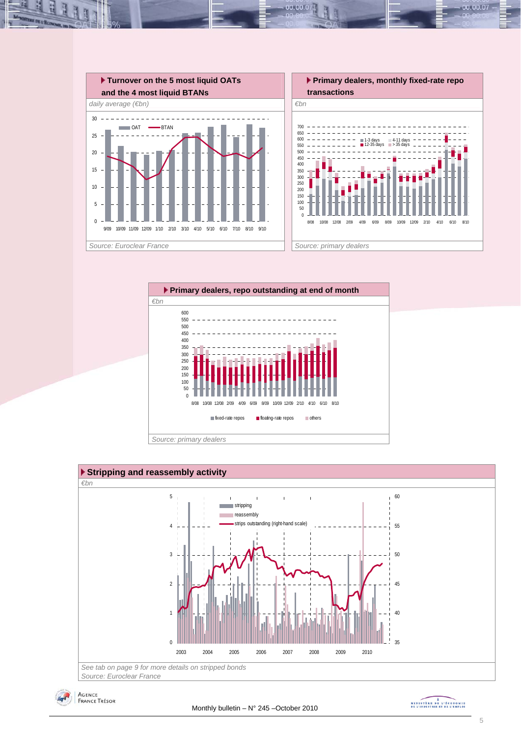### Turnover on the 5 most liquid OATs and the 4 most liquid BTANs

*daily average (€bn)*

OAT — BTAN

9/09 10/09 11/09 12/09 1/10 2/10 3/10 4/10 5/10 6/10 7/10 8/10 9/10

*Source: Euroclear France*

### Primary dealers, monthly fixed-rate repo transactions

*€bn*

1-3 days — 4-11 days — 12-35 days — > 35 days

*Source: primary dealers*

### Primary dealers, repo outstanding at end of month

*€bn*

fixed-rate repos — floating-rate repos — others

*Source: primary dealers*

### Stripping and reassembly activity

*€bn*

stripping — reassembly — strips outstanding (right-hand scale)

*See tab on page 9 for more details on stripped bonds*

*Source: Euroclear France*

Monthly bulletin – N° 245 –October 2010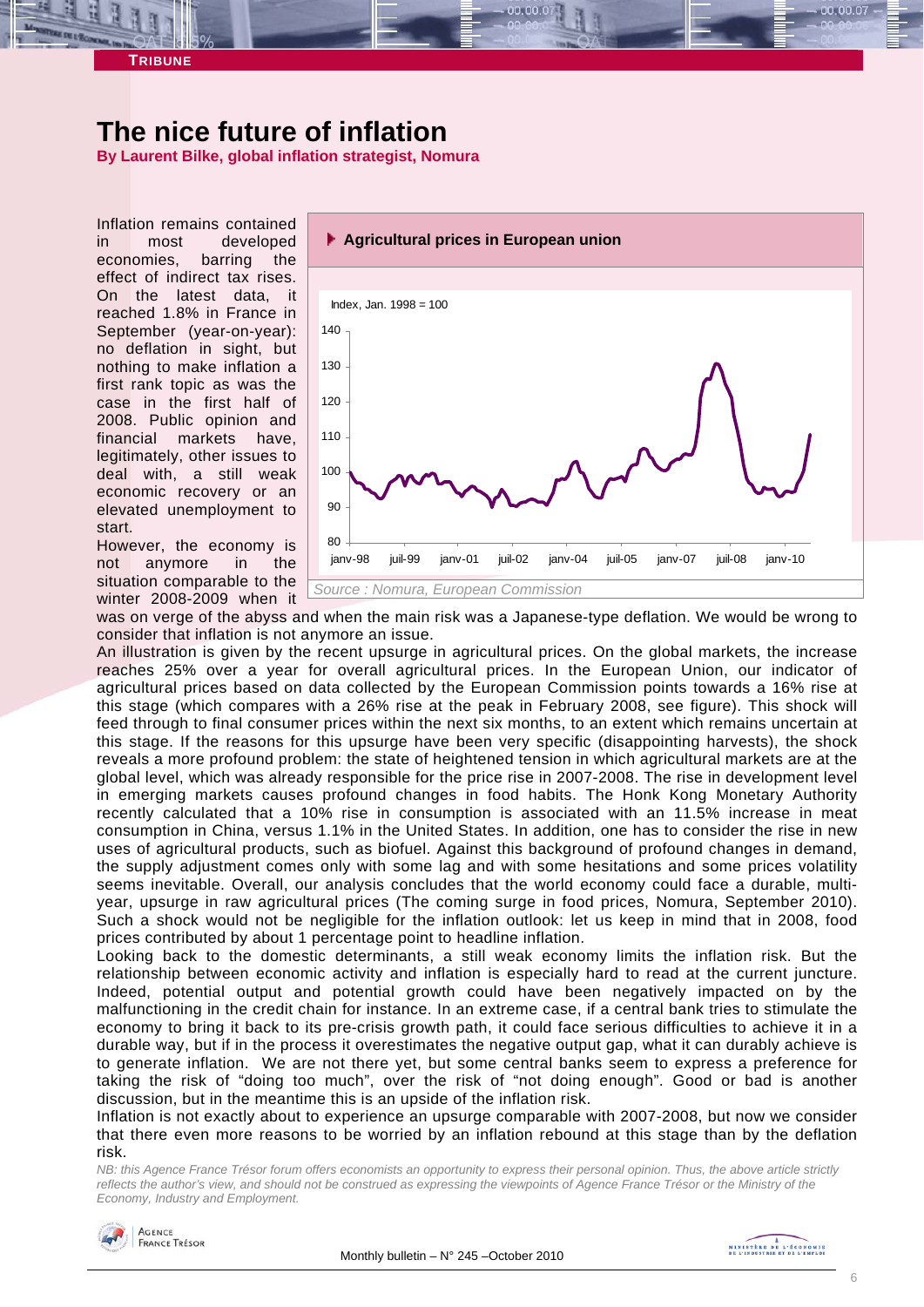TRIBUNE

# The nice future of inflation

**By Laurent Bilke, global inflation strategist, Nomura**

Inflation remains contained in most developed economies, barring the effect of indirect tax rises. On the latest data, it reached 1.8% in France in September (year-on-year): no deflation in sight, but nothing to make inflation a first rank topic as was the case in the first half of 2008. Public opinion and financial markets have, legitimately, other issues to deal with, a still weak economic recovery or an elevated unemployment to start.

However, the economy is not anymore in the situation comparable to the winter 2008-2009 when it was on verge of the abyss and when the main risk was a Japanese-type deflation. We would be wrong to consider that inflation is not anymore an issue.

**Agricultural prices in European union**

Index, Jan. 1998 = 100

*Source : Nomura, European Commission*

An illustration is given by the recent upsurge in agricultural prices. On the global markets, the increase reaches 25% over a year for overall agricultural prices. In the European Union, our indicator of agricultural prices based on data collected by the European Commission points towards a 16% rise at this stage (which compares with a 26% rise at the peak in February 2008, see figure). This shock will feed through to final consumer prices within the next six months, to an extent which remains uncertain at this stage. If the reasons for this upsurge have been very specific (disappointing harvests), the shock reveals a more profound problem: the state of heightened tension in which agricultural markets are at the global level, which was already responsible for the price rise in 2007-2008. The rise in development level in emerging markets causes profound changes in food habits. The Honk Kong Monetary Authority recently calculated that a 10% rise in consumption is associated with an 11.5% increase in meat consumption in China, versus 1.1% in the United States. In addition, one has to consider the rise in new uses of agricultural products, such as biofuel. Against this background of profound changes in demand, the supply adjustment comes only with some lag and with some hesitations and some prices volatility seems inevitable. Overall, our analysis concludes that the world economy could face a durable, multi-year, upsurge in raw agricultural prices (The coming surge in food prices, Nomura, September 2010). Such a shock would not be negligible for the inflation outlook: let us keep in mind that in 2008, food prices contributed by about 1 percentage point to headline inflation.

Looking back to the domestic determinants, a still weak economy limits the inflation risk. But the relationship between economic activity and inflation is especially hard to read at the current juncture. Indeed, potential output and potential growth could have been negatively impacted on by the malfunctioning in the credit chain for instance. In an extreme case, if a central bank tries to stimulate the economy to bring it back to its pre-crisis growth path, it could face serious difficulties to achieve it in a durable way, but if in the process it overestimates the negative output gap, what it can durably achieve is to generate inflation. We are not there yet, but some central banks seem to express a preference for taking the risk of "doing too much", over the risk of "not doing enough". Good or bad is another discussion, but in the meantime this is an upside of the inflation risk.

Inflation is not exactly about to experience an upsurge comparable with 2007-2008, but now we consider that there even more reasons to be worried by an inflation rebound at this stage than by the deflation risk.

*NB: this Agence France Trésor forum offers economists an opportunity to express their personal opinion. Thus, the above article strictly reflects the author's view, and should not be construed as expressing the viewpoints of Agence France Trésor or the Ministry of the Economy, Industry and Employment.*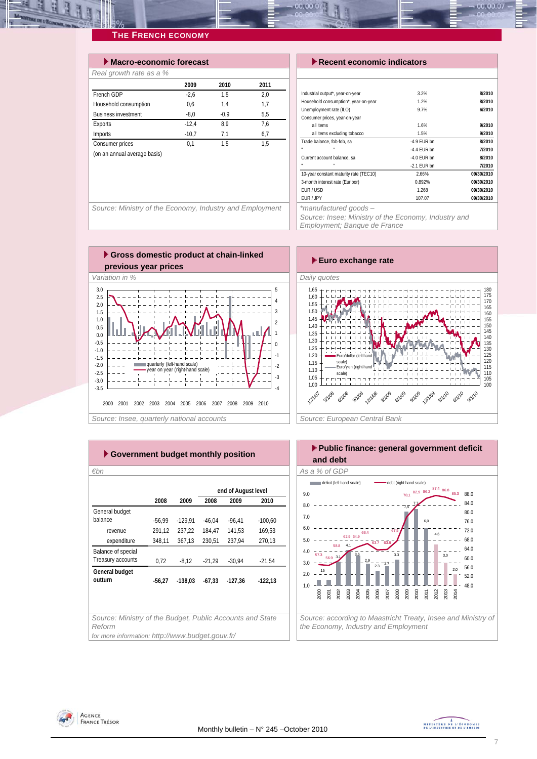## THE FRENCH ECONOMY

### Macro-economic forecast

*Real growth rate as a %*

| | 2009 | 2010 | 2011 |
|---|---|---|---|
| French GDP | -2,6 | 1,5 | 2,0 |
| Household consumption | 0,6 | 1,4 | 1,7 |
| Business investment | -8,0 | -0,9 | 5,5 |
| Exports | -12,4 | 8,9 | 7,6 |
| Imports | -10,7 | 7,1 | 6,7 |
| Consumer prices | 0,1 | 1,5 | 1,5 |
| (on an annual average basis) | | | |

*Source: Ministry of the Economy, Industry and Employment*

### Recent economic indicators

| | | |
|---|---|---|
| Industrial output*, year-on-year | 3.2% | 8/2010 |
| Household consumption*, year-on-year | 1.2% | 8/2010 |
| Unemployment rate (ILO) | 9.7% | 6/2010 |
| Consumer prices, year-on-year | | |
| all items | 1.6% | 9/2010 |
| all items excluding tobacco | 1.5% | 9/2010 |
| Trade balance, fob-fob, sa | -4.9 EUR bn | 8/2010 |
| " " | -4.4 EUR bn | 7/2010 |
| Current account balance, sa | -4.0 EUR bn | 8/2010 |
| " " | -2.1 EUR bn | 7/2010 |
| 10-year constant maturity rate (TEC10) | 2.66% | 09/30/2010 |
| 3-month interest rate (Euribor) | 0.892% | 09/30/2010 |
| EUR / USD | 1.268 | 09/30/2010 |
| EUR / JPY | 107.07 | 09/30/2010 |

*\*manufactured goods –*
*Source: Insee; Ministry of the Economy, Industry and Employment; Banque de France*

### Gross domestic product at chain-linked previous year prices

*Variation in %*

*Source: Insee, quarterly national accounts*

### Euro exchange rate

*Daily quotes*

*Source: European Central Bank*

### Government budget monthly position

*€bn*

| | 2008 | 2009 | end of August level 2008 | 2009 | 2010 |
|---|---|---|---|---|---|
| General budget balance | -56,99 | -129,91 | -46,04 | -96,41 | -100,60 |
| revenue | 291,12 | 237,22 | 184,47 | 141,53 | 169,53 |
| expenditure | 348,11 | 367,13 | 230,51 | 237,94 | 270,13 |
| Balance of special Treasury accounts | 0,72 | -8,12 | -21,29 | -30,94 | -21,54 |
| **General budget outturn** | **-56,27** | **-138,03** | **-67,33** | **-127,36** | **-122,13** |

*Source: Ministry of the Budget, Public Accounts and State Reform*
*for more information: http://www.budget.gouv.fr/*

### Public finance: general government deficit and debt

*As a % of GDP*

*Source: according to Maastricht Treaty, Insee and Ministry of the Economy, Industry and Employment*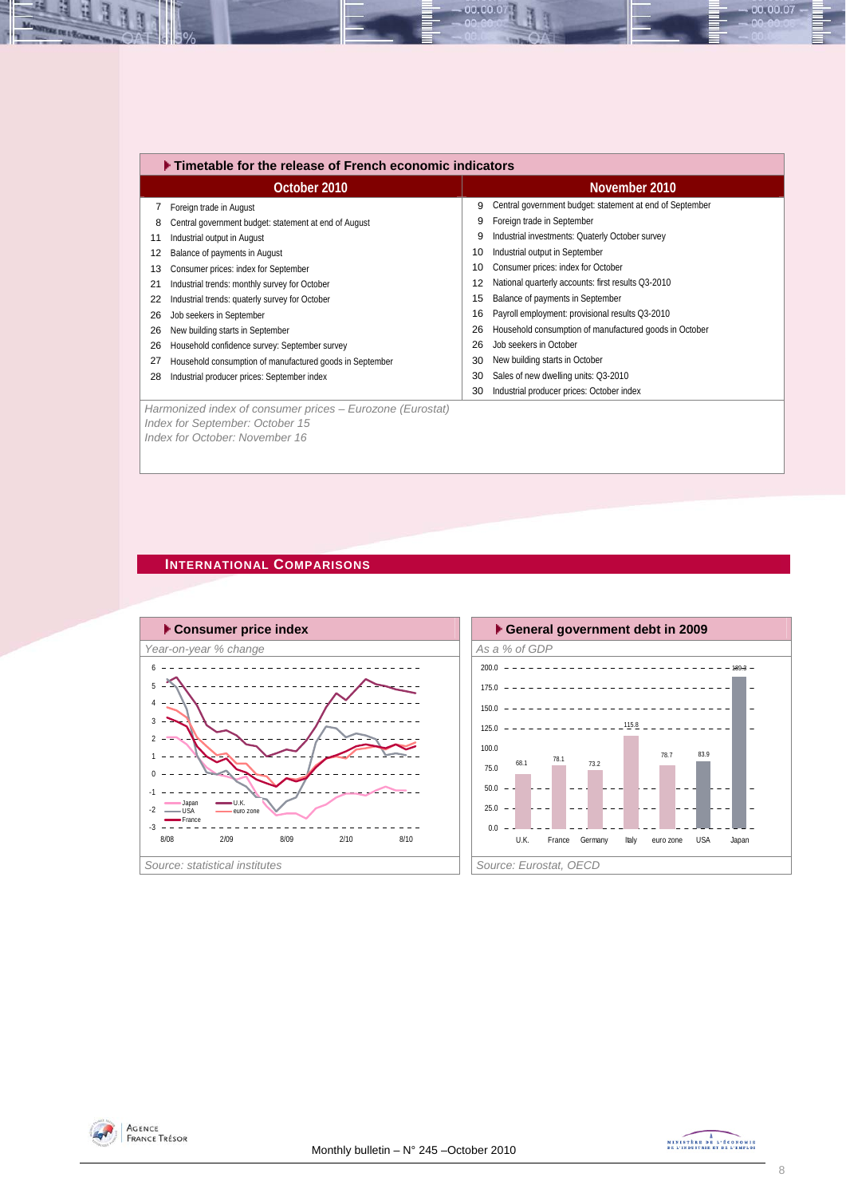## Timetable for the release of French economic indicators

| October 2010 | | November 2010 | |
|---|---|---|---|
| 7 | Foreign trade in August | 9 | Central government budget: statement at end of September |
| 8 | Central government budget: statement at end of August | 9 | Foreign trade in September |
| 11 | Industrial output in August | 9 | Industrial investments: Quaterly October survey |
| 12 | Balance of payments in August | 10 | Industrial output in September |
| 13 | Consumer prices: index for September | 10 | Consumer prices: index for October |
| 21 | Industrial trends: monthly survey for October | 12 | National quarterly accounts: first results Q3-2010 |
| 22 | Industrial trends: quaterly survey for October | 15 | Balance of payments in September |
| 26 | Job seekers in September | 16 | Payroll employment: provisional results Q3-2010 |
| 26 | New building starts in September | 26 | Household consumption of manufactured goods in October |
| 26 | Household confidence survey: September survey | 26 | Job seekers in October |
| 27 | Household consumption of manufactured goods in September | 30 | New building starts in October |
| 28 | Industrial producer prices: September index | 30 | Sales of new dwelling units: Q3-2010 |
| | | 30 | Industrial producer prices: October index |

*Harmonized index of consumer prices – Eurozone (Eurostat)*
*Index for September: October 15*
*Index for October: November 16*

## International Comparisons

### Consumer price index

*Year-on-year % change*

*Source: statistical institutes*

### General government debt in 2009

*As a % of GDP*

| U.K. | France | Germany | Italy | euro zone | USA | Japan |
|---|---|---|---|---|---|---|
| 68.1 | 78.1 | 73.2 | 115.8 | 78.7 | 83.9 | 189.3 |

*Source: Eurostat, OECD*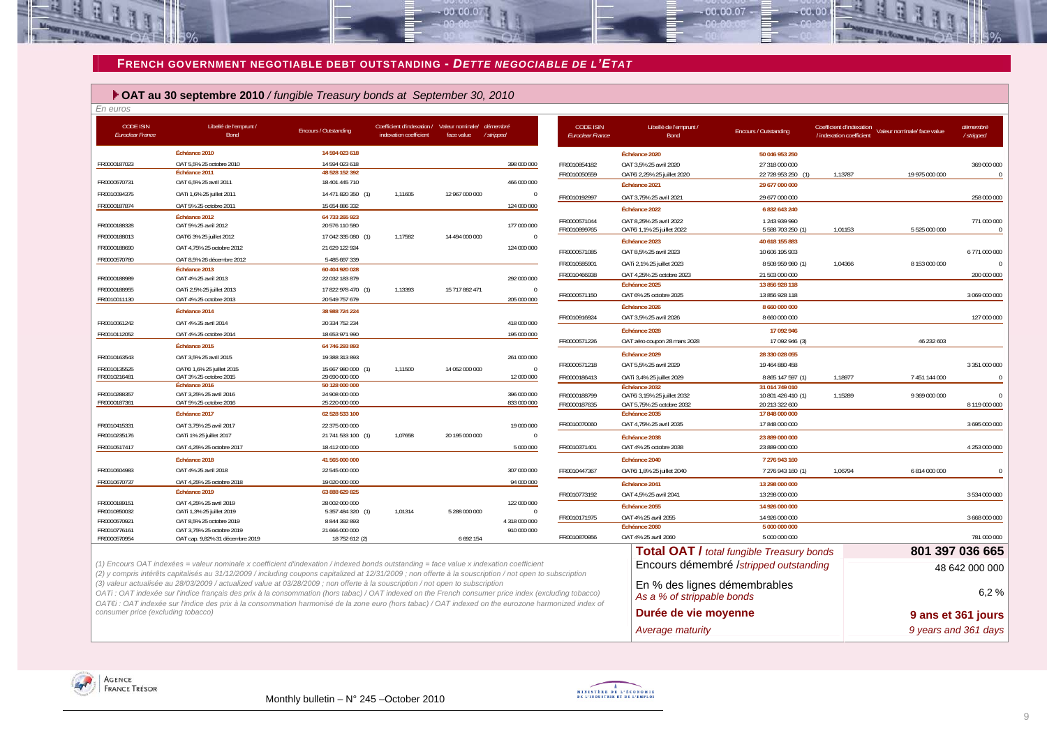## FRENCH GOVERNMENT NEGOTIABLE DEBT OUTSTANDING - *DETTE NEGOCIABLE DE L'ETAT*

### OAT au 30 septembre 2010 / *fungible Treasury bonds at September 30, 2010*

*En euros*

| CODE ISIN *Euroclear France* | Libellé de l'emprunt / *Bond* | Encours / *Outstanding* | Coefficient d'indexation / *indexation coefficient* | Valeur nominale/ *face value* | démembré / *stripped* |
|---|---|---|---|---|---|
| | **Échéance 2010** | **14 594 023 618** | | | |
| FR0000187023 | OAT 5,5% 25 octobre 2010 | 14 594 023 618 | | | 398 000 000 |
| | **Échéance 2011** | **48 528 152 392** | | | |
| FR0000570731 | OAT 6,5% 25 avril 2011 | 18 401 445 710 | | | 466 000 000 |
| FR0010094375 | OATi 1,6% 25 juillet 2011 | 14 471 820 350 (1) | 1,11605 | 12 967 000 000 | 0 |
| FR0000187874 | OAT 5% 25 octobre 2011 | 15 654 886 332 | | | 124 000 000 |
| | **Échéance 2012** | **64 733 265 923** | | | |
| FR0000188328 | OAT 5% 25 avril 2012 | 20 576 110 580 | | | 177 000 000 |
| FR0000188013 | OAT€i 3% 25 juillet 2012 | 17 042 335 080 (1) | 1,17582 | 14 494 000 000 | 0 |
| FR0000188690 | OAT 4,75% 25 octobre 2012 | 21 629 122 924 | | | 124 000 000 |
| FR0000570780 | OAT 8,5% 26 décembre 2012 | 5 485 697 339 | | | |
| | **Échéance 2013** | **60 404 920 028** | | | |
| FR0000188989 | OAT 4% 25 avril 2013 | 22 032 183 879 | | | 292 000 000 |
| FR0000188955 | OATi 2,5% 25 juillet 2013 | 17 822 978 470 (1) | 1,13393 | 15 717 882 471 | 0 |
| FR0010011130 | OAT 4% 25 octobre 2013 | 20 549 757 679 | | | 205 000 000 |
| | **Échéance 2014** | **38 988 724 224** | | | |
| FR0010061242 | OAT 4% 25 avril 2014 | 20 334 752 234 | | | 418 000 000 |
| FR0010112052 | OAT 4% 25 octobre 2014 | 18 653 971 990 | | | 195 000 000 |
| | **Échéance 2015** | **64 746 293 893** | | | |
| FR0010163543 | OAT 3,5% 25 avril 2015 | 19 388 313 893 | | | 261 000 000 |
| FR0010135525 | OAT€i 1,6% 25 juillet 2015 | 15 667 980 000 (1) | 1,11500 | 14 052 000 000 | 0 |
| FR0010216481 | OAT 3% 25 octobre 2015 | 29 690 000 000 | | | 12 000 000 |
| | **Échéance 2016** | **50 128 000 000** | | | |
| FR0010288357 | OAT 3,25% 25 avril 2016 | 24 908 000 000 | | | 396 000 000 |
| FR0000187361 | OAT 5% 25 octobre 2016 | 25 220 000 000 | | | 833 000 000 |
| | **Échéance 2017** | **62 528 533 100** | | | |
| FR0010415331 | OAT 3,75% 25 avril 2017 | 22 375 000 000 | | | 19 000 000 |
| FR0010235176 | OATi 1% 25 juillet 2017 | 21 741 533 100 (1) | 1,07658 | 20 195 000 000 | 0 |
| FR0010517417 | OAT 4,25% 25 octobre 2017 | 18 412 000 000 | | | 5 000 000 |
| | **Échéance 2018** | **41 565 000 000** | | | |
| FR0010604983 | OAT 4% 25 avril 2018 | 22 545 000 000 | | | 307 000 000 |
| FR0010670737 | OAT 4,25% 25 octobre 2018 | 19 020 000 000 | | | 94 000 000 |
| | **Échéance 2019** | **63 888 629 825** | | | |
| FR0000189151 | OAT 4,25% 25 avril 2019 | 28 002 000 000 | | | 122 000 000 |
| FR0010850032 | OATi 1,3% 25 juillet 2019 | 5 357 484 320 (1) | 1,01314 | 5 288 000 000 | 0 |
| FR0000570921 | OAT 8,5% 25 octobre 2019 | 8 844 392 893 | | | 4 318 000 000 |
| FR0010776161 | OAT 3,75% 25 octobre 2019 | 21 666 000 000 | | | 910 000 000 |
| FR0000570954 | OAT cap. 9,82% 31 décembre 2019 | 18 752 612 (2) | | 6 692 154 | |
| | **Échéance 2020** | **50 046 953 250** | | | |
| FR0010854182 | OAT 3,5% 25 avril 2020 | 27 318 000 000 | | | 369 000 000 |
| FR0010050559 | OAT€i 2,25% 25 juillet 2020 | 22 728 953 250 (1) | 1,13787 | 19 975 000 000 | 0 |
| | **Échéance 2021** | **29 677 000 000** | | | |
| FR0010192997 | OAT 3,75% 25 avril 2021 | 29 677 000 000 | | | 258 000 000 |
| | **Échéance 2022** | **6 832 643 240** | | | |
| FR0000571044 | OAT 8,25% 25 avril 2022 | 1 243 939 990 | | | 771 000 000 |
| FR0010899765 | OAT€i 1,1% 25 juillet 2022 | 5 588 703 250 (1) | 1,01153 | 5 525 000 000 | 0 |
| | **Échéance 2023** | **40 618 155 883** | | | |
| FR0000571085 | OAT 8,5% 25 avril 2023 | 10 606 195 903 | | | 6 771 000 000 |
| FR0010585901 | OATi 2,1% 25 juillet 2023 | 8 508 959 980 (1) | 1,04366 | 8 153 000 000 | 0 |
| FR0010466938 | OAT 4,25% 25 octobre 2023 | 21 503 000 000 | | | 200 000 000 |
| | **Échéance 2025** | **13 856 928 118** | | | |
| FR0000571150 | OAT 6% 25 octobre 2025 | 13 856 928 118 | | | 3 069 000 000 |
| | **Échéance 2026** | **8 660 000 000** | | | |
| FR0010916924 | OAT 3,5% 25 avril 2026 | 8 660 000 000 | | | 127 000 000 |
| | **Échéance 2028** | **17 092 946** | | | |
| FR0000571226 | OAT zéro coupon 28 mars 2028 | 17 092 946 (3) | | 46 232 603 | |
| | **Échéance 2029** | **28 330 028 055** | | | |
| FR0000571218 | OAT 5,5% 25 avril 2029 | 19 464 880 458 | | | 3 351 000 000 |
| FR0000186413 | OATi 3,4% 25 juillet 2029 | 8 865 147 597 (1) | 1,18977 | 7 451 144 000 | 0 |
| | **Échéance 2032** | **31 014 749 010** | | | |
| FR0000188799 | OAT€i 3,15% 25 juillet 2032 | 10 801 426 410 (1) | 1,15289 | 9 369 000 000 | 0 |
| FR0000187635 | OAT 5,75% 25 octobre 2032 | 20 213 322 600 | | | 8 119 000 000 |
| | **Échéance 2035** | **17 848 000 000** | | | |
| FR0010070060 | OAT 4,75% 25 avril 2035 | 17 848 000 000 | | | 3 695 000 000 |
| | **Échéance 2038** | **23 889 000 000** | | | |
| FR0010371401 | OAT 4% 25 octobre 2038 | 23 889 000 000 | | | 4 253 000 000 |
| | **Échéance 2040** | **7 276 943 160** | | | |
| FR0010447367 | OAT€i 1,8% 25 juillet 2040 | 7 276 943 160 (1) | 1,06794 | 6 814 000 000 | 0 |
| | **Échéance 2041** | **13 298 000 000** | | | |
| FR0010773192 | OAT 4,5% 25 avril 2041 | 13 298 000 000 | | | 3 534 000 000 |
| | **Échéance 2055** | **14 926 000 000** | | | |
| FR0010171975 | OAT 4% 25 avril 2055 | 14 926 000 000 | | | 3 668 000 000 |
| | **Échéance 2060** | **5 000 000 000** | | | |
| FR0010870956 | OAT 4% 25 avril 2060 | 5 000 000 000 | | | 781 000 000 |

| | |
|---|---|
| **Total OAT /** *total fungible Treasury bonds* | **801 397 036 665** |
| Encours démembré /*stripped outstanding* | 48 642 000 000 |
| En % des lignes démembrables *As a % of strippable bonds* | 6,2 % |
| **Durée de vie moyenne** *Average maturity* | **9 ans et 361 jours** *9 years and 361 days* |

*(1) Encours OAT indexées = valeur nominale x coefficient d'indexation / indexed bonds outstanding = face value x indexation coefficient*
*(2) y compris intérêts capitalisés au 31/12/2009 / including coupons capitalized at 12/31/2009 ; non offerte à la souscription / not open to subscription*
*(3) valeur actualisée au 28/03/2009 / actualized value at 03/28/2009 ; non offerte à la souscription / not open to subscription*
*OATi : OAT indexée sur l'indice français des prix à la consommation (hors tabac) / OAT indexed on the French consumer price index (excluding tobacco)*
*OAT€i : OAT indexée sur l'indice des prix à la consommation harmonisé de la zone euro (hors tabac) / OAT indexed on the eurozone harmonized index of consumer price (excluding tobacco)*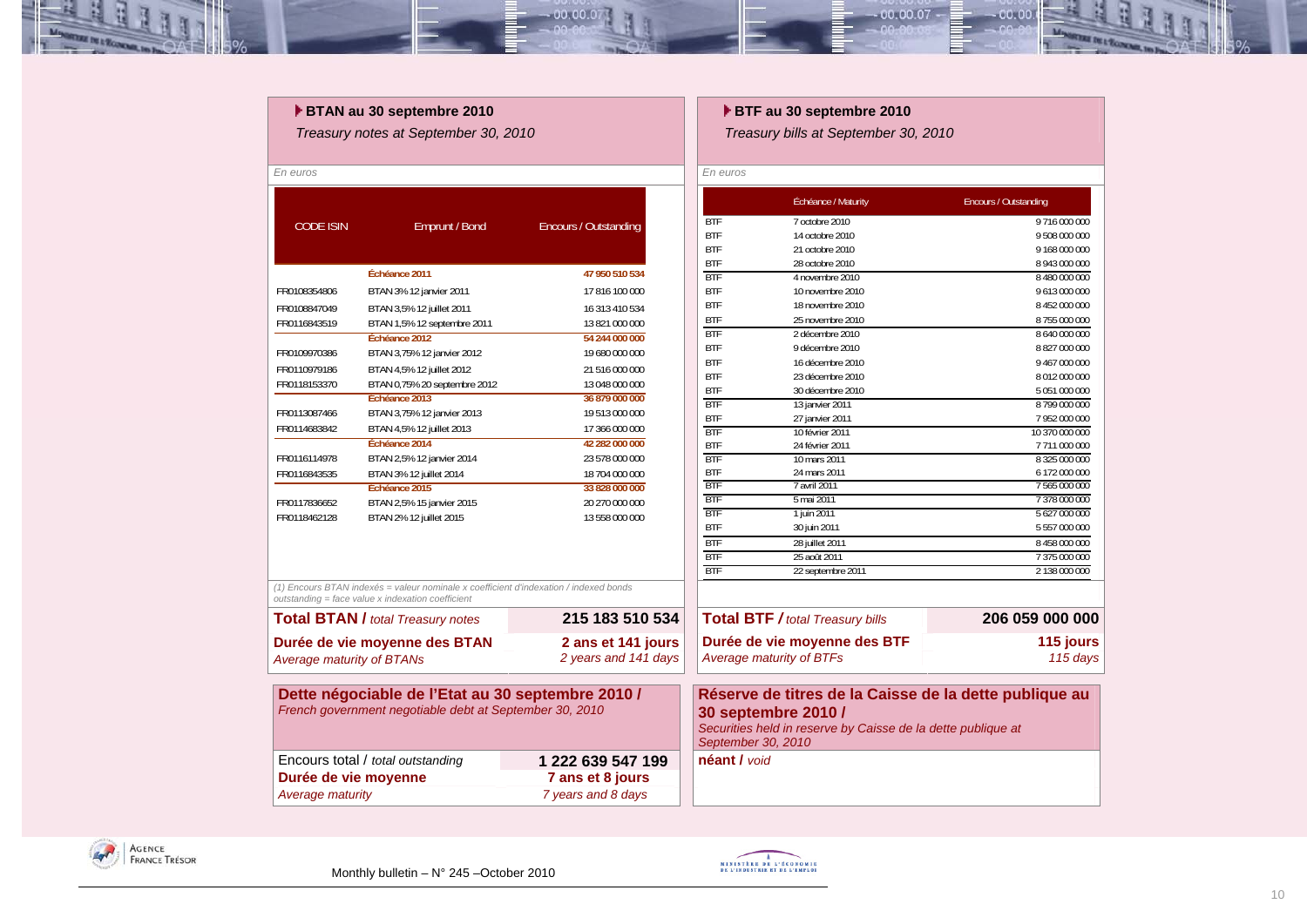## BTAN au 30 septembre 2010

*Treasury notes at September 30, 2010*

*En euros*

| CODE ISIN | Emprunt / Bond | Encours / Outstanding |
|---|---|---|
| | **Échéance 2011** | **47 950 510 534** |
| FR0108354806 | BTAN 3% 12 janvier 2011 | 17 816 100 000 |
| FR0108847049 | BTAN 3,5% 12 juillet 2011 | 16 313 410 534 |
| FR0116843519 | BTAN 1,5% 12 septembre 2011 | 13 821 000 000 |
| | **Échéance 2012** | **54 244 000 000** |
| FR0109970386 | BTAN 3,75% 12 janvier 2012 | 19 680 000 000 |
| FR0110979186 | BTAN 4,5% 12 juillet 2012 | 21 516 000 000 |
| FR0118153370 | BTAN 0,75% 20 septembre 2012 | 13 048 000 000 |
| | **Échéance 2013** | **36 879 000 000** |
| FR0113087466 | BTAN 3,75% 12 janvier 2013 | 19 513 000 000 |
| FR0114683842 | BTAN 4,5% 12 juillet 2013 | 17 366 000 000 |
| | **Échéance 2014** | **42 282 000 000** |
| FR0116114978 | BTAN 2,5% 12 janvier 2014 | 23 578 000 000 |
| FR0116843535 | BTAN 3% 12 juillet 2014 | 18 704 000 000 |
| | **Échéance 2015** | **33 828 000 000** |
| FR0117836652 | BTAN 2,5% 15 janvier 2015 | 20 270 000 000 |
| FR0118462128 | BTAN 2% 12 juillet 2015 | 13 558 000 000 |

*(1) Encours BTAN indexés = valeur nominale x coefficient d'indexation / indexed bonds outstanding = face value x indexation coefficient*

| | |
|---|---|
| **Total BTAN /** *total Treasury notes* | **215 183 510 534** |
| **Durée de vie moyenne des BTAN** | **2 ans et 141 jours** |
| *Average maturity of BTANs* | *2 years and 141 days* |

## BTF au 30 septembre 2010

*Treasury bills at September 30, 2010*

*En euros*

| | Échéance / Maturity | Encours / Outstanding |
|---|---|---|
| BTF | 7 octobre 2010 | 9 716 000 000 |
| BTF | 14 octobre 2010 | 9 508 000 000 |
| BTF | 21 octobre 2010 | 9 168 000 000 |
| BTF | 28 octobre 2010 | 8 943 000 000 |
| BTF | 4 novembre 2010 | 8 480 000 000 |
| BTF | 10 novembre 2010 | 9 613 000 000 |
| BTF | 18 novembre 2010 | 8 452 000 000 |
| BTF | 25 novembre 2010 | 8 755 000 000 |
| BTF | 2 décembre 2010 | 8 640 000 000 |
| BTF | 9 décembre 2010 | 8 827 000 000 |
| BTF | 16 décembre 2010 | 9 467 000 000 |
| BTF | 23 décembre 2010 | 8 012 000 000 |
| BTF | 30 décembre 2010 | 5 051 000 000 |
| BTF | 13 janvier 2011 | 8 799 000 000 |
| BTF | 27 janvier 2011 | 7 952 000 000 |
| BTF | 10 février 2011 | 10 370 000 000 |
| BTF | 24 février 2011 | 7 711 000 000 |
| BTF | 10 mars 2011 | 8 325 000 000 |
| BTF | 24 mars 2011 | 6 172 000 000 |
| BTF | 7 avril 2011 | 7 565 000 000 |
| BTF | 5 mai 2011 | 7 378 000 000 |
| BTF | 1 juin 2011 | 5 627 000 000 |
| BTF | 30 juin 2011 | 5 557 000 000 |
| BTF | 28 juillet 2011 | 8 458 000 000 |
| BTF | 25 août 2011 | 7 375 000 000 |
| BTF | 22 septembre 2011 | 2 138 000 000 |

| | |
|---|---|
| **Total BTF /** *total Treasury bills* | **206 059 000 000** |
| **Durée de vie moyenne des BTF** | **115 jours** |
| *Average maturity of BTFs* | *115 days* |

## Dette négociable de l'Etat au 30 septembre 2010 /

*French government negotiable debt at September 30, 2010*

| | |
|---|---|
| Encours total / *total outstanding* | **1 222 639 547 199** |
| **Durée de vie moyenne** | **7 ans et 8 jours** |
| *Average maturity* | *7 years and 8 days* |

## Réserve de titres de la Caisse de la dette publique au 30 septembre 2010 /

*Securities held in reserve by Caisse de la dette publique at September 30, 2010*

**néant /** *void*

Monthly bulletin – N° 245 –October 2010